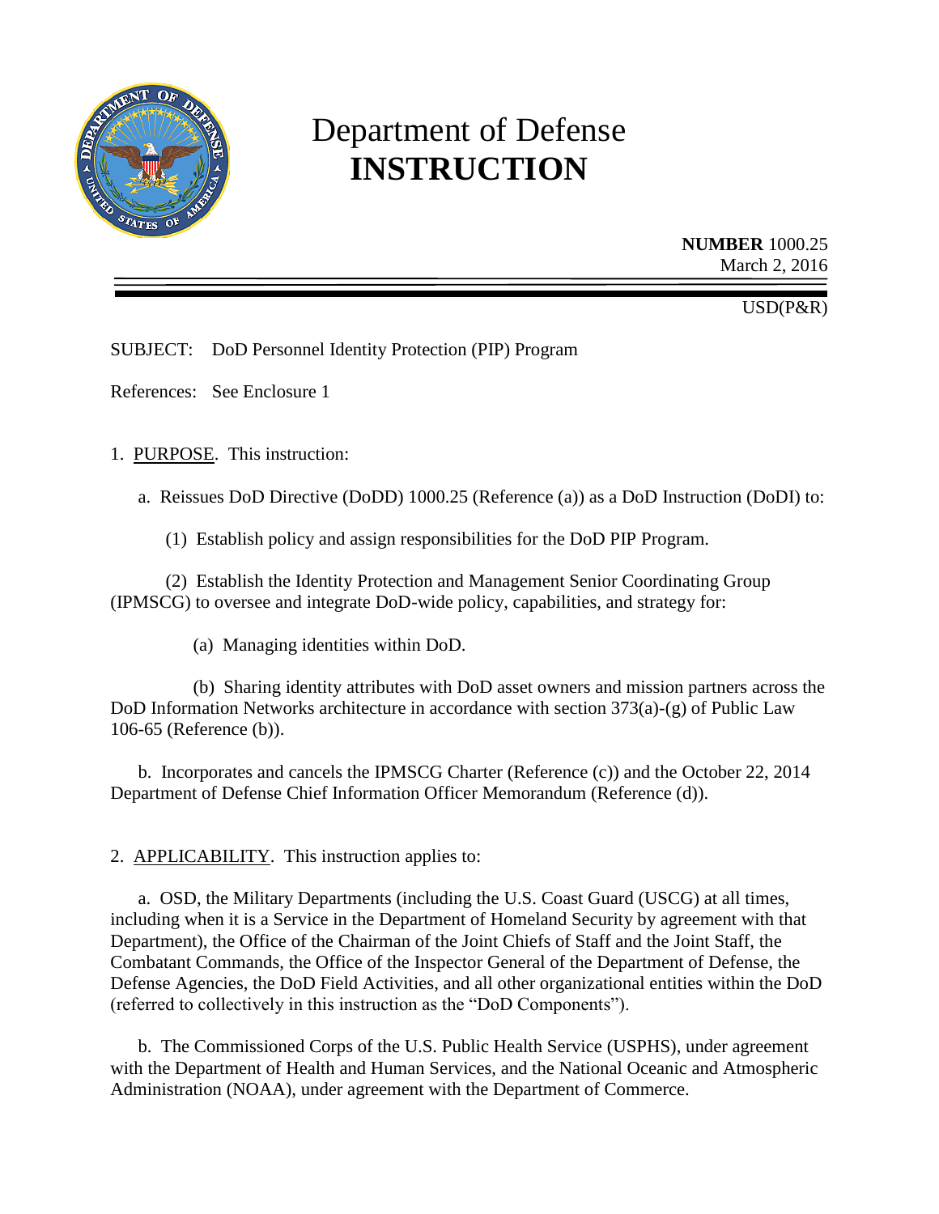# Department of Defense
# **INSTRUCTION**

**NUMBER** 1000.25
March 2, 2016

USD(P&R)

SUBJECT: DoD Personnel Identity Protection (PIP) Program

References: See Enclosure 1

1. PURPOSE. This instruction:

   a. Reissues DoD Directive (DoDD) 1000.25 (Reference (a)) as a DoD Instruction (DoDI) to:

      (1) Establish policy and assign responsibilities for the DoD PIP Program.

      (2) Establish the Identity Protection and Management Senior Coordinating Group (IPMSCG) to oversee and integrate DoD-wide policy, capabilities, and strategy for:

         (a) Managing identities within DoD.

         (b) Sharing identity attributes with DoD asset owners and mission partners across the DoD Information Networks architecture in accordance with section 373(a)-(g) of Public Law 106-65 (Reference (b)).

   b. Incorporates and cancels the IPMSCG Charter (Reference (c)) and the October 22, 2014 Department of Defense Chief Information Officer Memorandum (Reference (d)).

2. APPLICABILITY. This instruction applies to:

   a. OSD, the Military Departments (including the U.S. Coast Guard (USCG) at all times, including when it is a Service in the Department of Homeland Security by agreement with that Department), the Office of the Chairman of the Joint Chiefs of Staff and the Joint Staff, the Combatant Commands, the Office of the Inspector General of the Department of Defense, the Defense Agencies, the DoD Field Activities, and all other organizational entities within the DoD (referred to collectively in this instruction as the "DoD Components").

   b. The Commissioned Corps of the U.S. Public Health Service (USPHS), under agreement with the Department of Health and Human Services, and the National Oceanic and Atmospheric Administration (NOAA), under agreement with the Department of Commerce.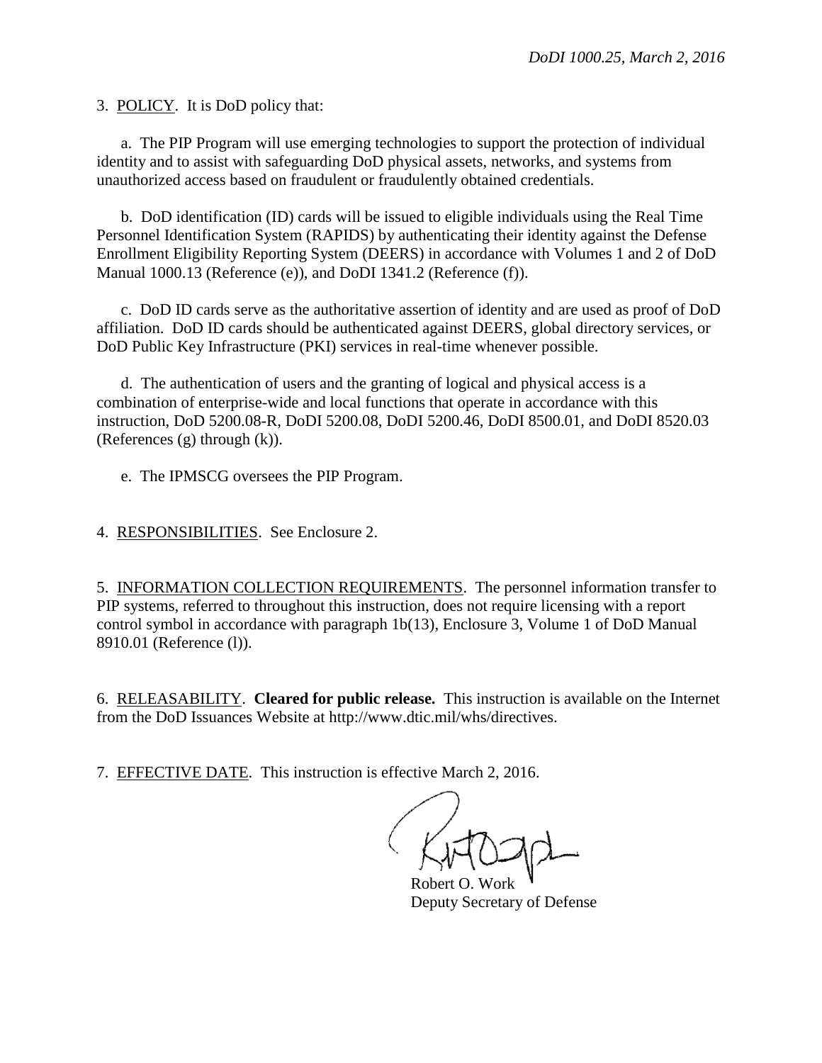3. <u>POLICY</u>. It is DoD policy that:

a. The PIP Program will use emerging technologies to support the protection of individual identity and to assist with safeguarding DoD physical assets, networks, and systems from unauthorized access based on fraudulent or fraudulently obtained credentials.

b. DoD identification (ID) cards will be issued to eligible individuals using the Real Time Personnel Identification System (RAPIDS) by authenticating their identity against the Defense Enrollment Eligibility Reporting System (DEERS) in accordance with Volumes 1 and 2 of DoD Manual 1000.13 (Reference (e)), and DoDI 1341.2 (Reference (f)).

c. DoD ID cards serve as the authoritative assertion of identity and are used as proof of DoD affiliation. DoD ID cards should be authenticated against DEERS, global directory services, or DoD Public Key Infrastructure (PKI) services in real-time whenever possible.

d. The authentication of users and the granting of logical and physical access is a combination of enterprise-wide and local functions that operate in accordance with this instruction, DoD 5200.08-R, DoDI 5200.08, DoDI 5200.46, DoDI 8500.01, and DoDI 8520.03 (References (g) through (k)).

e. The IPMSCG oversees the PIP Program.

4. <u>RESPONSIBILITIES</u>. See Enclosure 2.

5. <u>INFORMATION COLLECTION REQUIREMENTS</u>. The personnel information transfer to PIP systems, referred to throughout this instruction, does not require licensing with a report control symbol in accordance with paragraph 1b(13), Enclosure 3, Volume 1 of DoD Manual 8910.01 (Reference (l)).

6. <u>RELEASABILITY</u>. **Cleared for public release.** This instruction is available on the Internet from the DoD Issuances Website at http://www.dtic.mil/whs/directives.

7. <u>EFFECTIVE DATE</u>. This instruction is effective March 2, 2016.

Robert O. Work
Deputy Secretary of Defense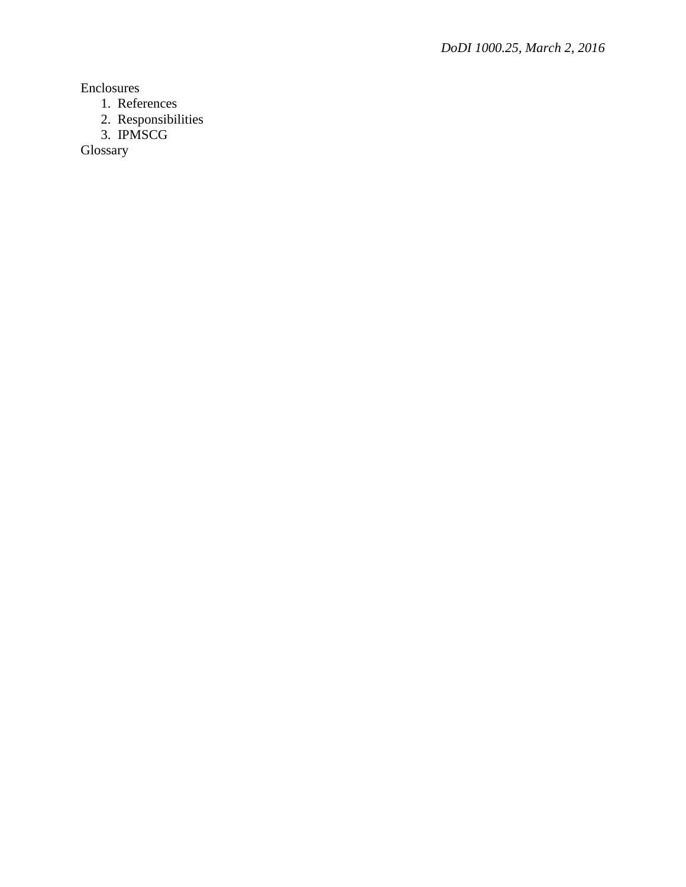Enclosures
1. References
2. Responsibilities
3. IPMSCG

Glossary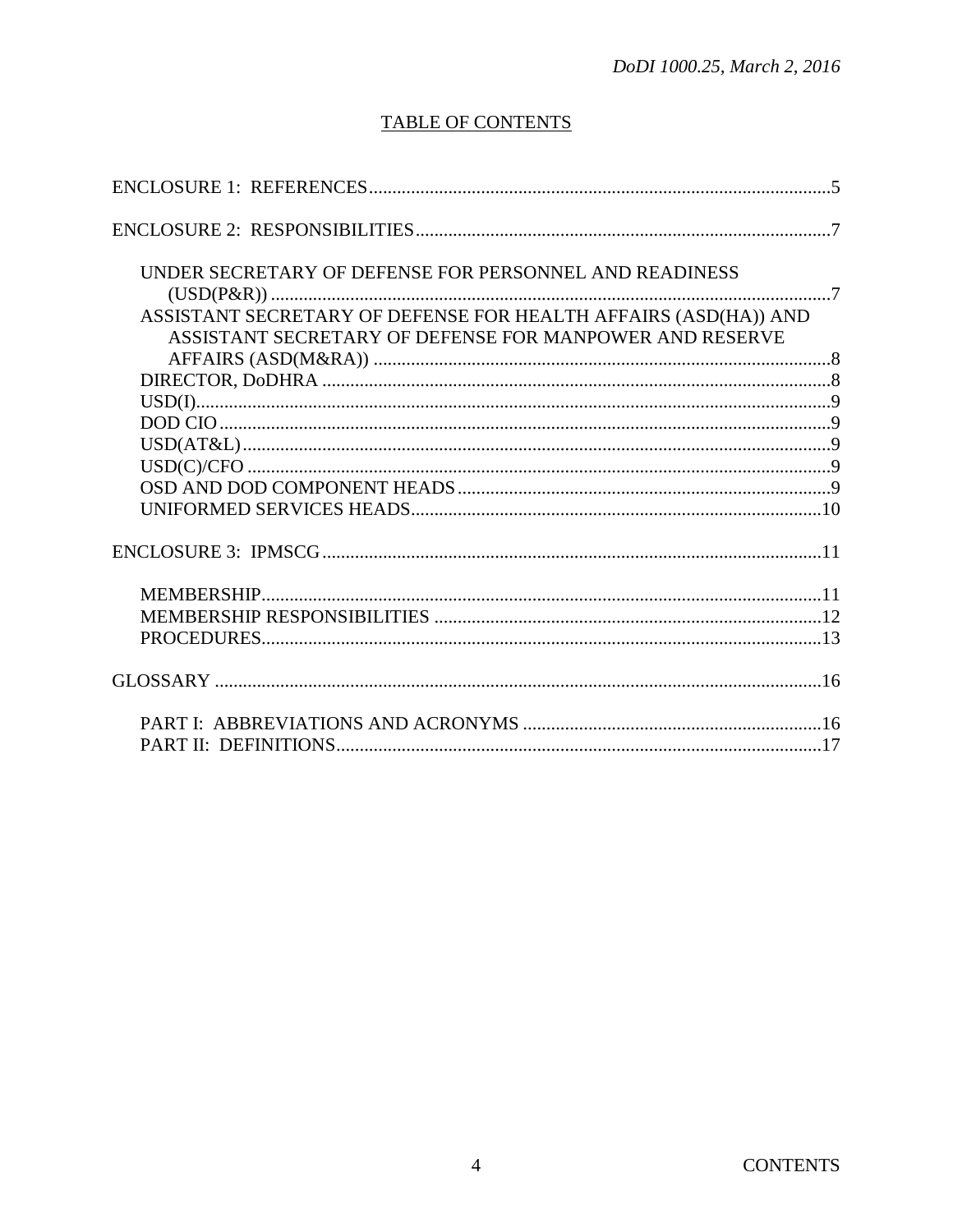## TABLE OF CONTENTS

ENCLOSURE 1: REFERENCES ... 5

ENCLOSURE 2: RESPONSIBILITIES ... 7

- UNDER SECRETARY OF DEFENSE FOR PERSONNEL AND READINESS (USD(P&R)) ... 7
- ASSISTANT SECRETARY OF DEFENSE FOR HEALTH AFFAIRS (ASD(HA)) AND ASSISTANT SECRETARY OF DEFENSE FOR MANPOWER AND RESERVE AFFAIRS (ASD(M&RA)) ... 8
- DIRECTOR, DoDHRA ... 8
- USD(I) ... 9
- DOD CIO ... 9
- USD(AT&L) ... 9
- USD(C)/CFO ... 9
- OSD AND DOD COMPONENT HEADS ... 9
- UNIFORMED SERVICES HEADS ... 10

ENCLOSURE 3: IPMSCG ... 11

- MEMBERSHIP ... 11
- MEMBERSHIP RESPONSIBILITIES ... 12
- PROCEDURES ... 13

GLOSSARY ... 16

- PART I: ABBREVIATIONS AND ACRONYMS ... 16
- PART II: DEFINITIONS ... 17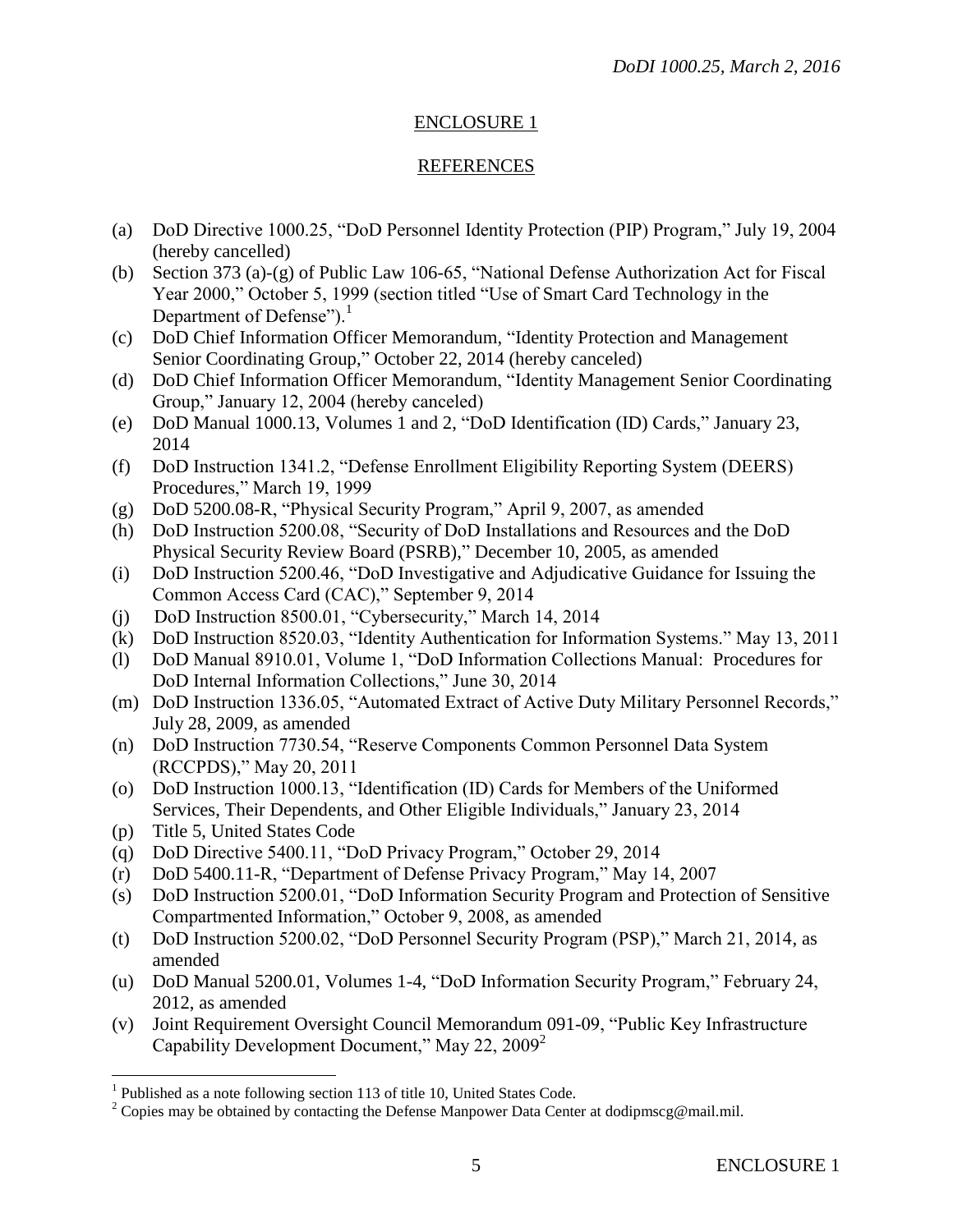## ENCLOSURE 1

## REFERENCES

(a) DoD Directive 1000.25, "DoD Personnel Identity Protection (PIP) Program," July 19, 2004 (hereby cancelled)

(b) Section 373 (a)-(g) of Public Law 106-65, "National Defense Authorization Act for Fiscal Year 2000," October 5, 1999 (section titled "Use of Smart Card Technology in the Department of Defense").[1]

(c) DoD Chief Information Officer Memorandum, "Identity Protection and Management Senior Coordinating Group," October 22, 2014 (hereby canceled)

(d) DoD Chief Information Officer Memorandum, "Identity Management Senior Coordinating Group," January 12, 2004 (hereby canceled)

(e) DoD Manual 1000.13, Volumes 1 and 2, "DoD Identification (ID) Cards," January 23, 2014

(f) DoD Instruction 1341.2, "Defense Enrollment Eligibility Reporting System (DEERS) Procedures," March 19, 1999

(g) DoD 5200.08-R, "Physical Security Program," April 9, 2007, as amended

(h) DoD Instruction 5200.08, "Security of DoD Installations and Resources and the DoD Physical Security Review Board (PSRB)," December 10, 2005, as amended

(i) DoD Instruction 5200.46, "DoD Investigative and Adjudicative Guidance for Issuing the Common Access Card (CAC)," September 9, 2014

(j) DoD Instruction 8500.01, "Cybersecurity," March 14, 2014

(k) DoD Instruction 8520.03, "Identity Authentication for Information Systems." May 13, 2011

(l) DoD Manual 8910.01, Volume 1, "DoD Information Collections Manual: Procedures for DoD Internal Information Collections," June 30, 2014

(m) DoD Instruction 1336.05, "Automated Extract of Active Duty Military Personnel Records," July 28, 2009, as amended

(n) DoD Instruction 7730.54, "Reserve Components Common Personnel Data System (RCCPDS)," May 20, 2011

(o) DoD Instruction 1000.13, "Identification (ID) Cards for Members of the Uniformed Services, Their Dependents, and Other Eligible Individuals," January 23, 2014

(p) Title 5, United States Code

(q) DoD Directive 5400.11, "DoD Privacy Program," October 29, 2014

(r) DoD 5400.11-R, "Department of Defense Privacy Program," May 14, 2007

(s) DoD Instruction 5200.01, "DoD Information Security Program and Protection of Sensitive Compartmented Information," October 9, 2008, as amended

(t) DoD Instruction 5200.02, "DoD Personnel Security Program (PSP)," March 21, 2014, as amended

(u) DoD Manual 5200.01, Volumes 1-4, "DoD Information Security Program," February 24, 2012, as amended

(v) Joint Requirement Oversight Council Memorandum 091-09, "Public Key Infrastructure Capability Development Document," May 22, 2009[2]

---

[1] Published as a note following section 113 of title 10, United States Code.

[2] Copies may be obtained by contacting the Defense Manpower Data Center at dodipmscg@mail.mil.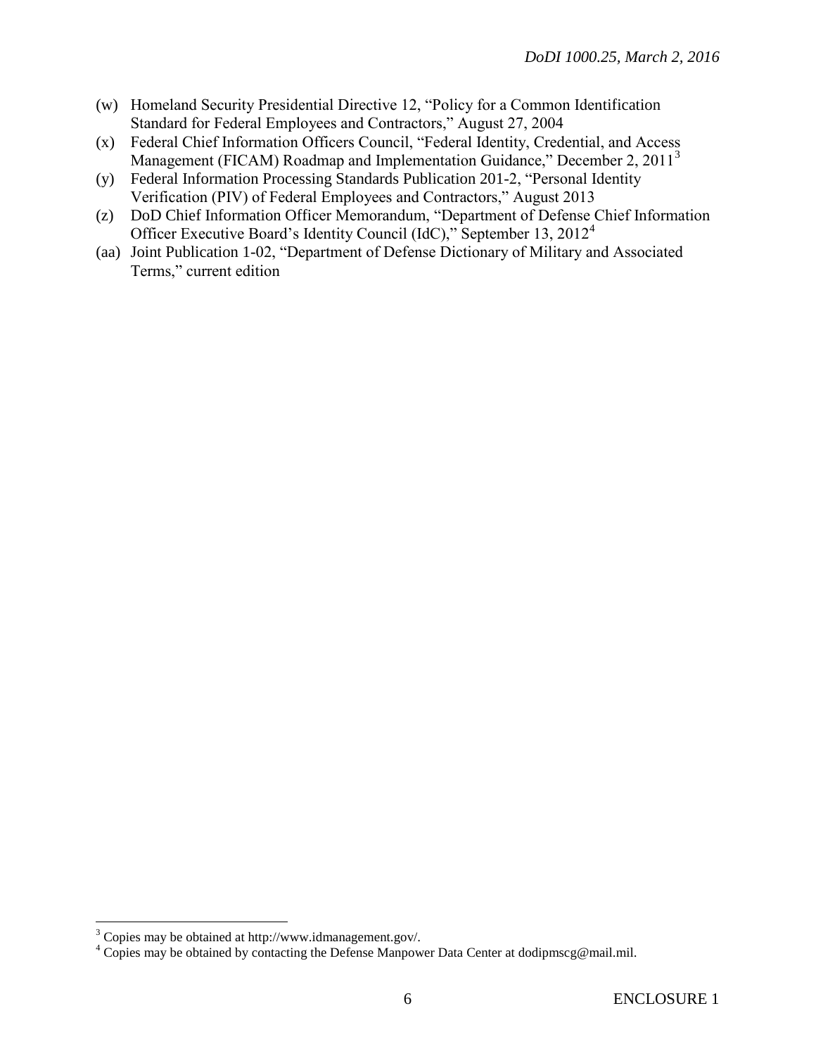(w) Homeland Security Presidential Directive 12, "Policy for a Common Identification Standard for Federal Employees and Contractors," August 27, 2004

(x) Federal Chief Information Officers Council, "Federal Identity, Credential, and Access Management (FICAM) Roadmap and Implementation Guidance," December 2, 2011[3]

(y) Federal Information Processing Standards Publication 201-2, "Personal Identity Verification (PIV) of Federal Employees and Contractors," August 2013

(z) DoD Chief Information Officer Memorandum, "Department of Defense Chief Information Officer Executive Board's Identity Council (IdC)," September 13, 2012[4]

(aa) Joint Publication 1-02, "Department of Defense Dictionary of Military and Associated Terms," current edition

---

[3] Copies may be obtained at http://www.idmanagement.gov/.

[4] Copies may be obtained by contacting the Defense Manpower Data Center at dodipmscg@mail.mil.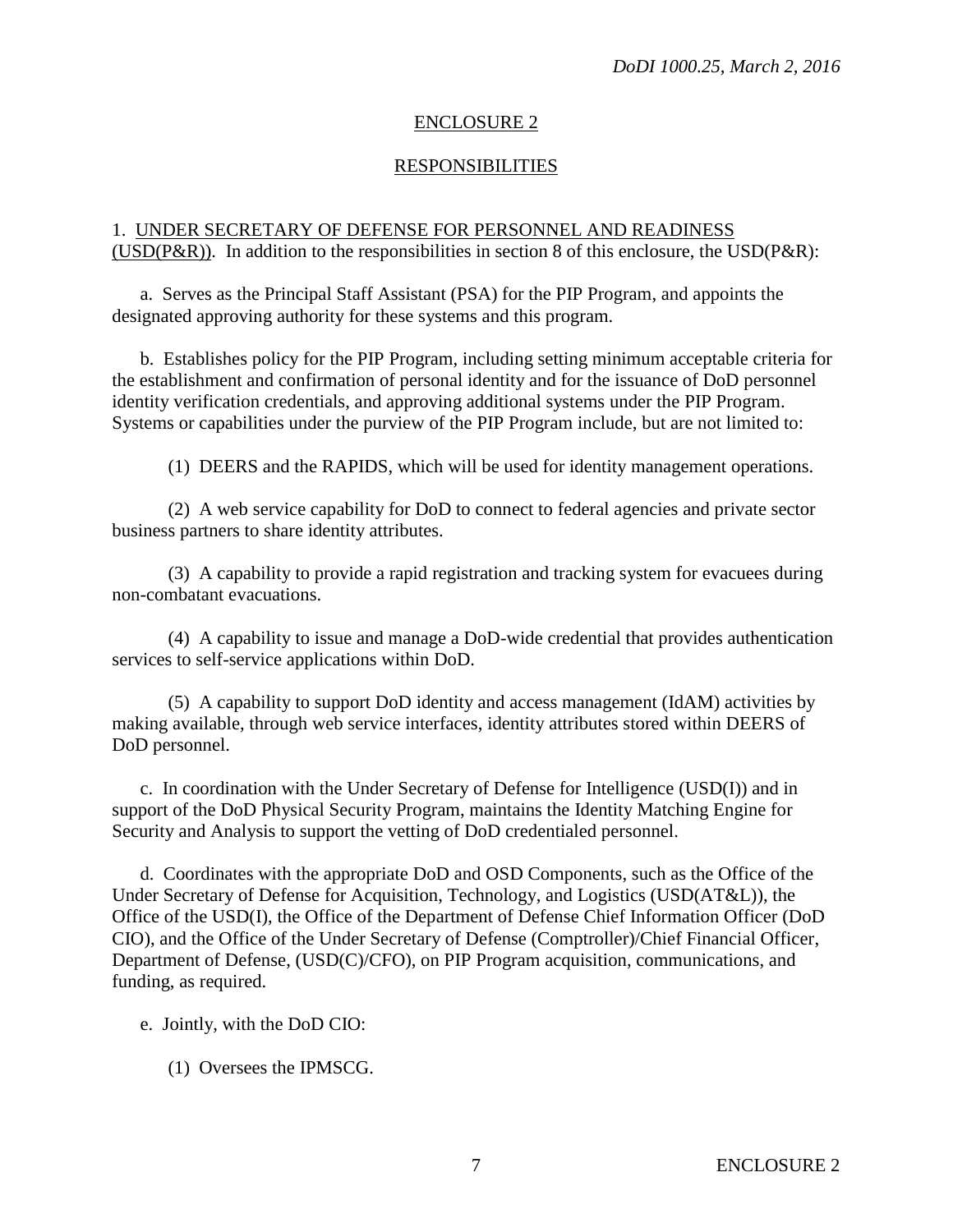## ENCLOSURE 2

## RESPONSIBILITIES

1. UNDER SECRETARY OF DEFENSE FOR PERSONNEL AND READINESS (USD(P&R)). In addition to the responsibilities in section 8 of this enclosure, the USD(P&R):

a. Serves as the Principal Staff Assistant (PSA) for the PIP Program, and appoints the designated approving authority for these systems and this program.

b. Establishes policy for the PIP Program, including setting minimum acceptable criteria for the establishment and confirmation of personal identity and for the issuance of DoD personnel identity verification credentials, and approving additional systems under the PIP Program. Systems or capabilities under the purview of the PIP Program include, but are not limited to:

(1) DEERS and the RAPIDS, which will be used for identity management operations.

(2) A web service capability for DoD to connect to federal agencies and private sector business partners to share identity attributes.

(3) A capability to provide a rapid registration and tracking system for evacuees during non-combatant evacuations.

(4) A capability to issue and manage a DoD-wide credential that provides authentication services to self-service applications within DoD.

(5) A capability to support DoD identity and access management (IdAM) activities by making available, through web service interfaces, identity attributes stored within DEERS of DoD personnel.

c. In coordination with the Under Secretary of Defense for Intelligence (USD(I)) and in support of the DoD Physical Security Program, maintains the Identity Matching Engine for Security and Analysis to support the vetting of DoD credentialed personnel.

d. Coordinates with the appropriate DoD and OSD Components, such as the Office of the Under Secretary of Defense for Acquisition, Technology, and Logistics (USD(AT&L)), the Office of the USD(I), the Office of the Department of Defense Chief Information Officer (DoD CIO), and the Office of the Under Secretary of Defense (Comptroller)/Chief Financial Officer, Department of Defense, (USD(C)/CFO), on PIP Program acquisition, communications, and funding, as required.

e. Jointly, with the DoD CIO:

(1) Oversees the IPMSCG.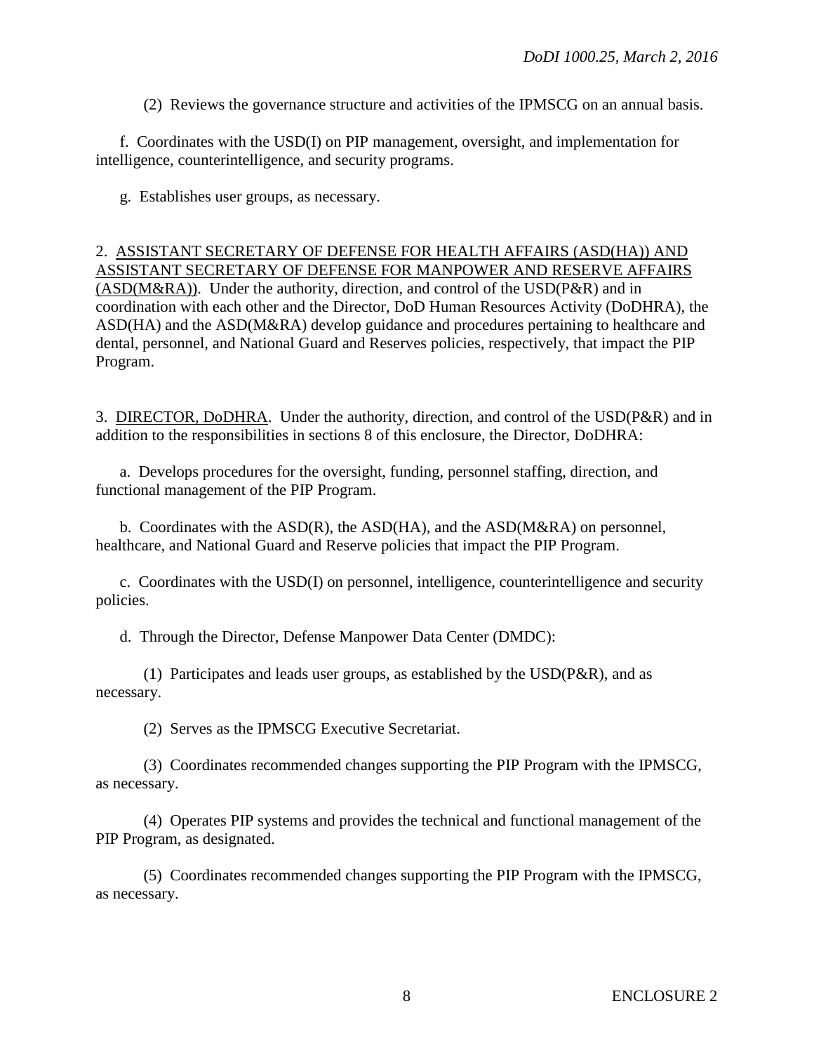(2) Reviews the governance structure and activities of the IPMSCG on an annual basis.

f. Coordinates with the USD(I) on PIP management, oversight, and implementation for intelligence, counterintelligence, and security programs.

g. Establishes user groups, as necessary.

2. ASSISTANT SECRETARY OF DEFENSE FOR HEALTH AFFAIRS (ASD(HA)) AND ASSISTANT SECRETARY OF DEFENSE FOR MANPOWER AND RESERVE AFFAIRS (ASD(M&RA)). Under the authority, direction, and control of the USD(P&R) and in coordination with each other and the Director, DoD Human Resources Activity (DoDHRA), the ASD(HA) and the ASD(M&RA) develop guidance and procedures pertaining to healthcare and dental, personnel, and National Guard and Reserves policies, respectively, that impact the PIP Program.

3. DIRECTOR, DoDHRA. Under the authority, direction, and control of the USD(P&R) and in addition to the responsibilities in sections 8 of this enclosure, the Director, DoDHRA:

a. Develops procedures for the oversight, funding, personnel staffing, direction, and functional management of the PIP Program.

b. Coordinates with the ASD(R), the ASD(HA), and the ASD(M&RA) on personnel, healthcare, and National Guard and Reserve policies that impact the PIP Program.

c. Coordinates with the USD(I) on personnel, intelligence, counterintelligence and security policies.

d. Through the Director, Defense Manpower Data Center (DMDC):

(1) Participates and leads user groups, as established by the USD(P&R), and as necessary.

(2) Serves as the IPMSCG Executive Secretariat.

(3) Coordinates recommended changes supporting the PIP Program with the IPMSCG, as necessary.

(4) Operates PIP systems and provides the technical and functional management of the PIP Program, as designated.

(5) Coordinates recommended changes supporting the PIP Program with the IPMSCG, as necessary.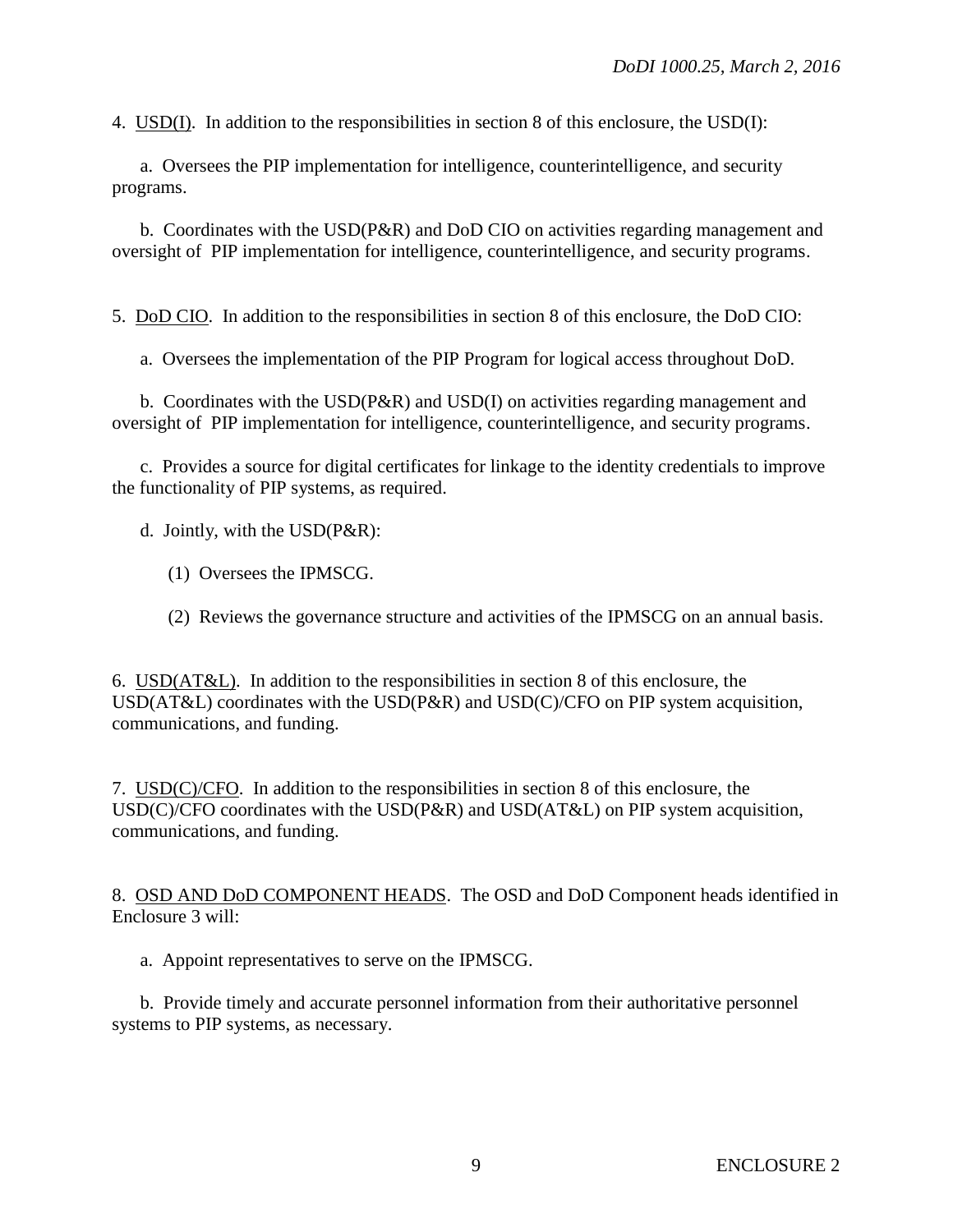4. USD(I). In addition to the responsibilities in section 8 of this enclosure, the USD(I):

a. Oversees the PIP implementation for intelligence, counterintelligence, and security programs.

b. Coordinates with the USD(P&R) and DoD CIO on activities regarding management and oversight of PIP implementation for intelligence, counterintelligence, and security programs.

5. DoD CIO. In addition to the responsibilities in section 8 of this enclosure, the DoD CIO:

a. Oversees the implementation of the PIP Program for logical access throughout DoD.

b. Coordinates with the USD(P&R) and USD(I) on activities regarding management and oversight of PIP implementation for intelligence, counterintelligence, and security programs.

c. Provides a source for digital certificates for linkage to the identity credentials to improve the functionality of PIP systems, as required.

d. Jointly, with the USD(P&R):

(1) Oversees the IPMSCG.

(2) Reviews the governance structure and activities of the IPMSCG on an annual basis.

6. USD(AT&L). In addition to the responsibilities in section 8 of this enclosure, the USD(AT&L) coordinates with the USD(P&R) and USD(C)/CFO on PIP system acquisition, communications, and funding.

7. USD(C)/CFO. In addition to the responsibilities in section 8 of this enclosure, the USD(C)/CFO coordinates with the USD(P&R) and USD(AT&L) on PIP system acquisition, communications, and funding.

8. OSD AND DoD COMPONENT HEADS. The OSD and DoD Component heads identified in Enclosure 3 will:

a. Appoint representatives to serve on the IPMSCG.

b. Provide timely and accurate personnel information from their authoritative personnel systems to PIP systems, as necessary.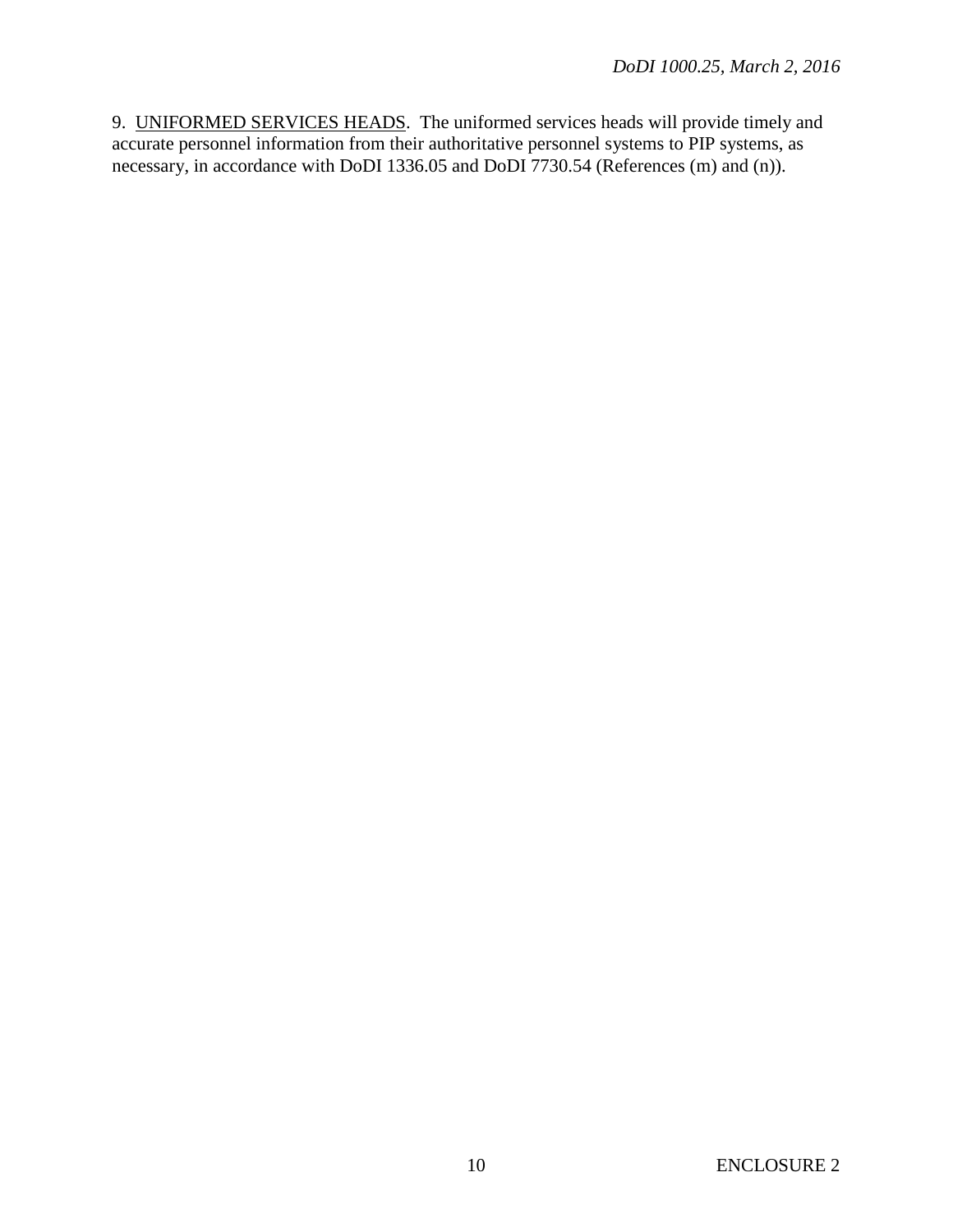9. UNIFORMED SERVICES HEADS. The uniformed services heads will provide timely and accurate personnel information from their authoritative personnel systems to PIP systems, as necessary, in accordance with DoDI 1336.05 and DoDI 7730.54 (References (m) and (n)).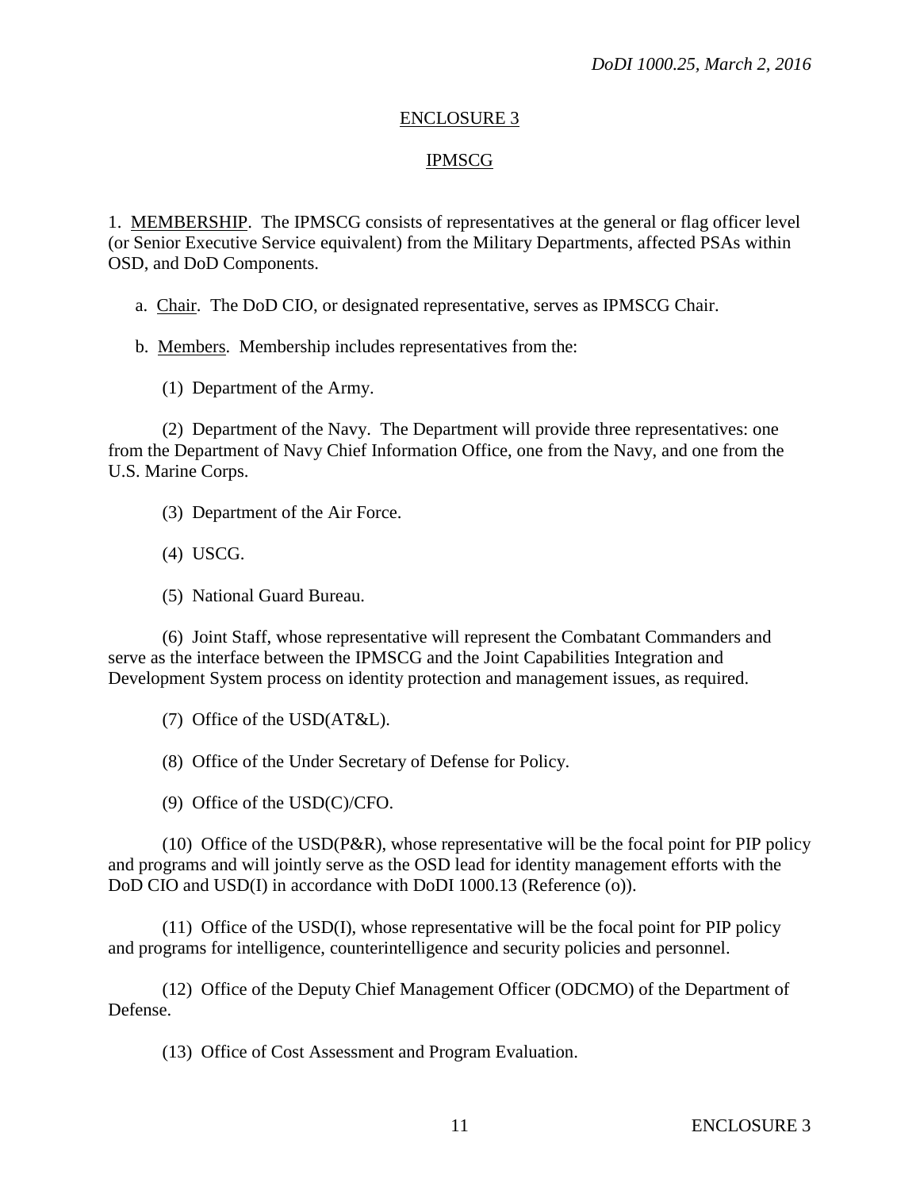## ENCLOSURE 3

## IPMSCG

1. MEMBERSHIP. The IPMSCG consists of representatives at the general or flag officer level (or Senior Executive Service equivalent) from the Military Departments, affected PSAs within OSD, and DoD Components.

   a. Chair. The DoD CIO, or designated representative, serves as IPMSCG Chair.

   b. Members. Membership includes representatives from the:

      (1) Department of the Army.

      (2) Department of the Navy. The Department will provide three representatives: one from the Department of Navy Chief Information Office, one from the Navy, and one from the U.S. Marine Corps.

      (3) Department of the Air Force.

      (4) USCG.

      (5) National Guard Bureau.

      (6) Joint Staff, whose representative will represent the Combatant Commanders and serve as the interface between the IPMSCG and the Joint Capabilities Integration and Development System process on identity protection and management issues, as required.

      (7) Office of the USD(AT&L).

      (8) Office of the Under Secretary of Defense for Policy.

      (9) Office of the USD(C)/CFO.

      (10) Office of the USD(P&R), whose representative will be the focal point for PIP policy and programs and will jointly serve as the OSD lead for identity management efforts with the DoD CIO and USD(I) in accordance with DoDI 1000.13 (Reference (o)).

      (11) Office of the USD(I), whose representative will be the focal point for PIP policy and programs for intelligence, counterintelligence and security policies and personnel.

      (12) Office of the Deputy Chief Management Officer (ODCMO) of the Department of Defense.

      (13) Office of Cost Assessment and Program Evaluation.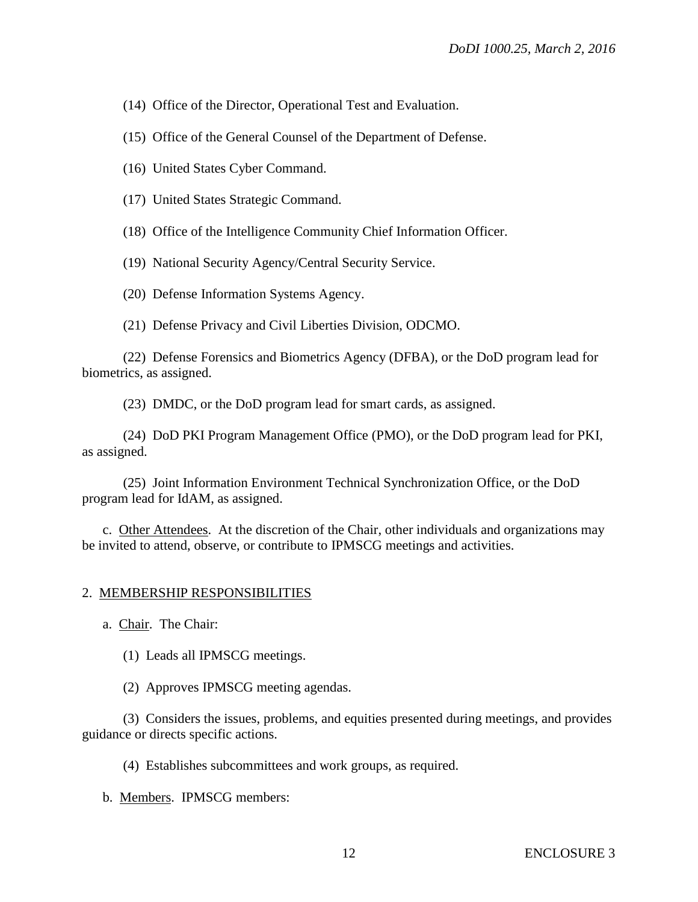(14) Office of the Director, Operational Test and Evaluation.

(15) Office of the General Counsel of the Department of Defense.

(16) United States Cyber Command.

(17) United States Strategic Command.

(18) Office of the Intelligence Community Chief Information Officer.

(19) National Security Agency/Central Security Service.

(20) Defense Information Systems Agency.

(21) Defense Privacy and Civil Liberties Division, ODCMO.

(22) Defense Forensics and Biometrics Agency (DFBA), or the DoD program lead for biometrics, as assigned.

(23) DMDC, or the DoD program lead for smart cards, as assigned.

(24) DoD PKI Program Management Office (PMO), or the DoD program lead for PKI, as assigned.

(25) Joint Information Environment Technical Synchronization Office, or the DoD program lead for IdAM, as assigned.

c. Other Attendees. At the discretion of the Chair, other individuals and organizations may be invited to attend, observe, or contribute to IPMSCG meetings and activities.

2. MEMBERSHIP RESPONSIBILITIES

a. Chair. The Chair:

(1) Leads all IPMSCG meetings.

(2) Approves IPMSCG meeting agendas.

(3) Considers the issues, problems, and equities presented during meetings, and provides guidance or directs specific actions.

(4) Establishes subcommittees and work groups, as required.

b. Members. IPMSCG members: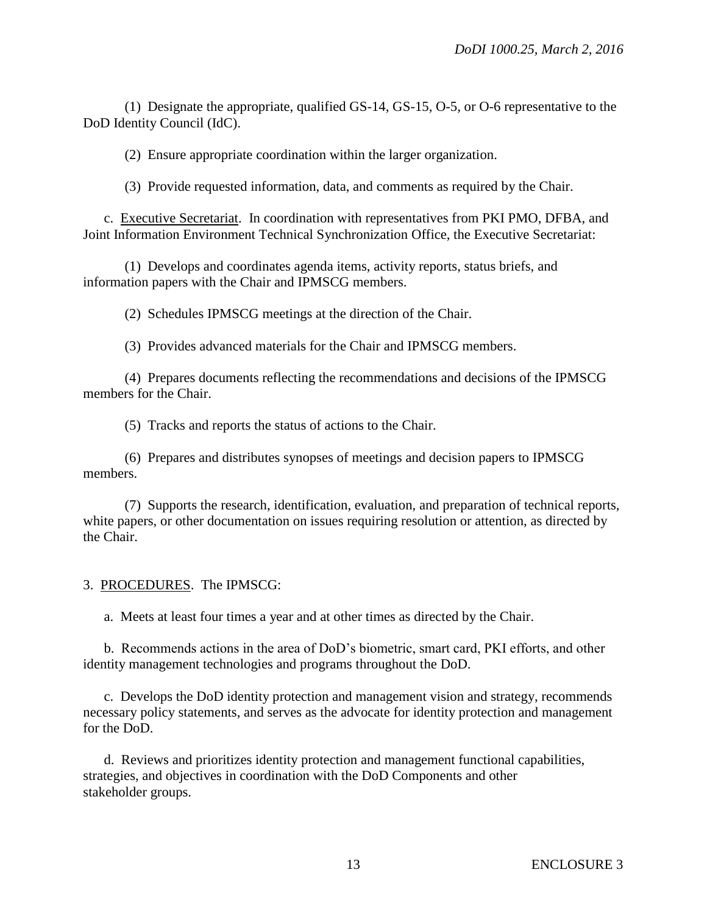(1) Designate the appropriate, qualified GS-14, GS-15, O-5, or O-6 representative to the DoD Identity Council (IdC).

(2) Ensure appropriate coordination within the larger organization.

(3) Provide requested information, data, and comments as required by the Chair.

c. Executive Secretariat. In coordination with representatives from PKI PMO, DFBA, and Joint Information Environment Technical Synchronization Office, the Executive Secretariat:

(1) Develops and coordinates agenda items, activity reports, status briefs, and information papers with the Chair and IPMSCG members.

(2) Schedules IPMSCG meetings at the direction of the Chair.

(3) Provides advanced materials for the Chair and IPMSCG members.

(4) Prepares documents reflecting the recommendations and decisions of the IPMSCG members for the Chair.

(5) Tracks and reports the status of actions to the Chair.

(6) Prepares and distributes synopses of meetings and decision papers to IPMSCG members.

(7) Supports the research, identification, evaluation, and preparation of technical reports, white papers, or other documentation on issues requiring resolution or attention, as directed by the Chair.

3. PROCEDURES. The IPMSCG:

a. Meets at least four times a year and at other times as directed by the Chair.

b. Recommends actions in the area of DoD's biometric, smart card, PKI efforts, and other identity management technologies and programs throughout the DoD.

c. Develops the DoD identity protection and management vision and strategy, recommends necessary policy statements, and serves as the advocate for identity protection and management for the DoD.

d. Reviews and prioritizes identity protection and management functional capabilities, strategies, and objectives in coordination with the DoD Components and other stakeholder groups.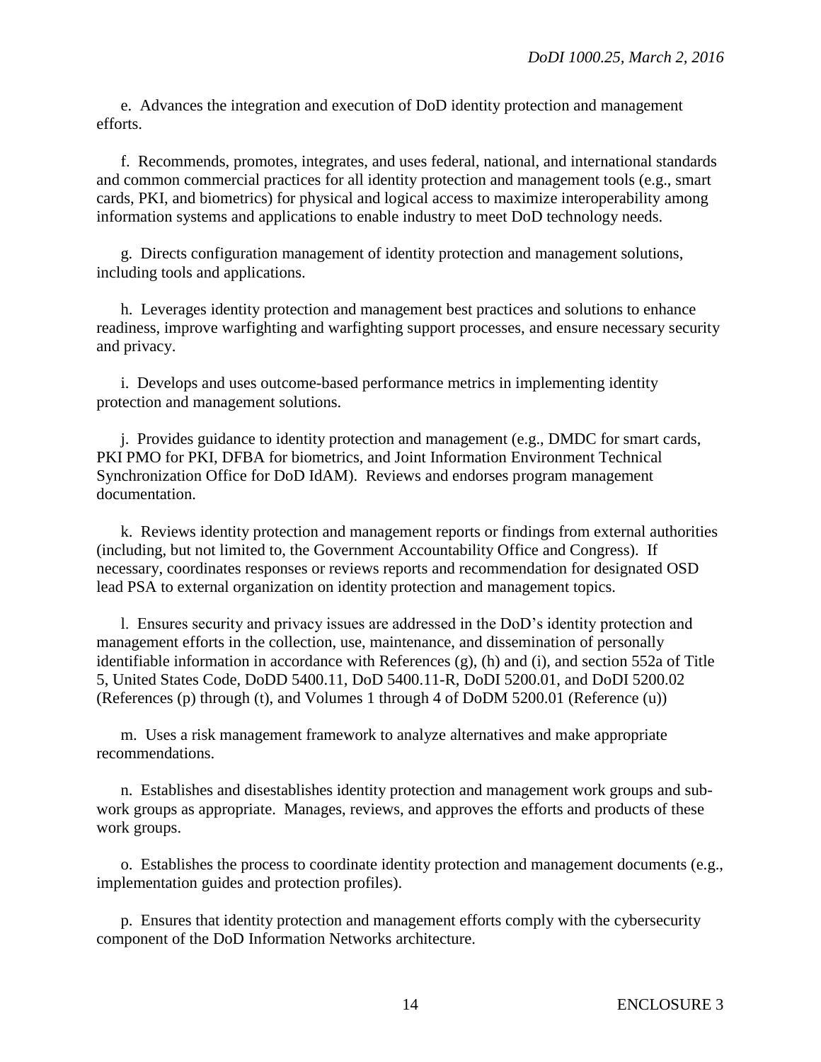e. Advances the integration and execution of DoD identity protection and management efforts.

f. Recommends, promotes, integrates, and uses federal, national, and international standards and common commercial practices for all identity protection and management tools (e.g., smart cards, PKI, and biometrics) for physical and logical access to maximize interoperability among information systems and applications to enable industry to meet DoD technology needs.

g. Directs configuration management of identity protection and management solutions, including tools and applications.

h. Leverages identity protection and management best practices and solutions to enhance readiness, improve warfighting and warfighting support processes, and ensure necessary security and privacy.

i. Develops and uses outcome-based performance metrics in implementing identity protection and management solutions.

j. Provides guidance to identity protection and management (e.g., DMDC for smart cards, PKI PMO for PKI, DFBA for biometrics, and Joint Information Environment Technical Synchronization Office for DoD IdAM). Reviews and endorses program management documentation.

k. Reviews identity protection and management reports or findings from external authorities (including, but not limited to, the Government Accountability Office and Congress). If necessary, coordinates responses or reviews reports and recommendation for designated OSD lead PSA to external organization on identity protection and management topics.

l. Ensures security and privacy issues are addressed in the DoD's identity protection and management efforts in the collection, use, maintenance, and dissemination of personally identifiable information in accordance with References (g), (h) and (i), and section 552a of Title 5, United States Code, DoDD 5400.11, DoD 5400.11-R, DoDI 5200.01, and DoDI 5200.02 (References (p) through (t), and Volumes 1 through 4 of DoDM 5200.01 (Reference (u))

m. Uses a risk management framework to analyze alternatives and make appropriate recommendations.

n. Establishes and disestablishes identity protection and management work groups and sub-work groups as appropriate. Manages, reviews, and approves the efforts and products of these work groups.

o. Establishes the process to coordinate identity protection and management documents (e.g., implementation guides and protection profiles).

p. Ensures that identity protection and management efforts comply with the cybersecurity component of the DoD Information Networks architecture.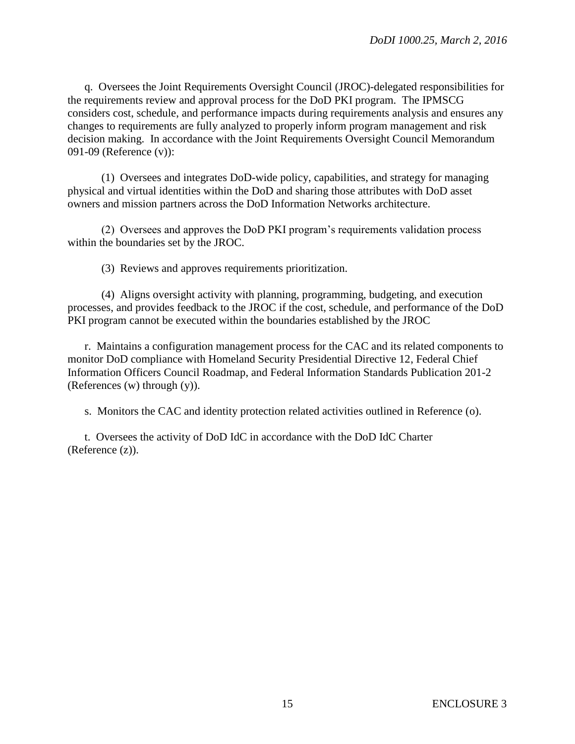q. Oversees the Joint Requirements Oversight Council (JROC)-delegated responsibilities for the requirements review and approval process for the DoD PKI program. The IPMSCG considers cost, schedule, and performance impacts during requirements analysis and ensures any changes to requirements are fully analyzed to properly inform program management and risk decision making. In accordance with the Joint Requirements Oversight Council Memorandum 091-09 (Reference (v)):

(1) Oversees and integrates DoD-wide policy, capabilities, and strategy for managing physical and virtual identities within the DoD and sharing those attributes with DoD asset owners and mission partners across the DoD Information Networks architecture.

(2) Oversees and approves the DoD PKI program's requirements validation process within the boundaries set by the JROC.

(3) Reviews and approves requirements prioritization.

(4) Aligns oversight activity with planning, programming, budgeting, and execution processes, and provides feedback to the JROC if the cost, schedule, and performance of the DoD PKI program cannot be executed within the boundaries established by the JROC

r. Maintains a configuration management process for the CAC and its related components to monitor DoD compliance with Homeland Security Presidential Directive 12, Federal Chief Information Officers Council Roadmap, and Federal Information Standards Publication 201-2 (References (w) through (y)).

s. Monitors the CAC and identity protection related activities outlined in Reference (o).

t. Oversees the activity of DoD IdC in accordance with the DoD IdC Charter (Reference (z)).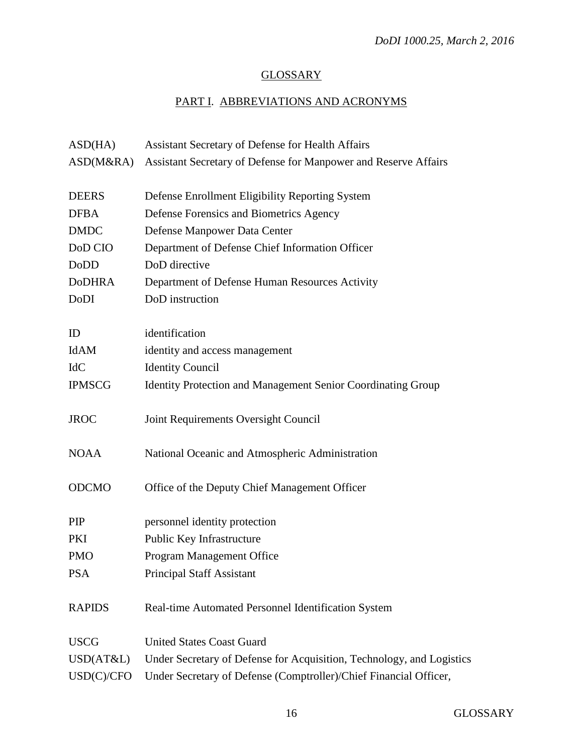# GLOSSARY

## PART I. ABBREVIATIONS AND ACRONYMS

| | |
|---|---|
| ASD(HA) | Assistant Secretary of Defense for Health Affairs |
| ASD(M&RA) | Assistant Secretary of Defense for Manpower and Reserve Affairs |
| DEERS | Defense Enrollment Eligibility Reporting System |
| DFBA | Defense Forensics and Biometrics Agency |
| DMDC | Defense Manpower Data Center |
| DoD CIO | Department of Defense Chief Information Officer |
| DoDD | DoD directive |
| DoDHRA | Department of Defense Human Resources Activity |
| DoDI | DoD instruction |
| ID | identification |
| IdAM | identity and access management |
| IdC | Identity Council |
| IPMSCG | Identity Protection and Management Senior Coordinating Group |
| JROC | Joint Requirements Oversight Council |
| NOAA | National Oceanic and Atmospheric Administration |
| ODCMO | Office of the Deputy Chief Management Officer |
| PIP | personnel identity protection |
| PKI | Public Key Infrastructure |
| PMO | Program Management Office |
| PSA | Principal Staff Assistant |
| RAPIDS | Real-time Automated Personnel Identification System |
| USCG | United States Coast Guard |
| USD(AT&L) | Under Secretary of Defense for Acquisition, Technology, and Logistics |
| USD(C)/CFO | Under Secretary of Defense (Comptroller)/Chief Financial Officer, |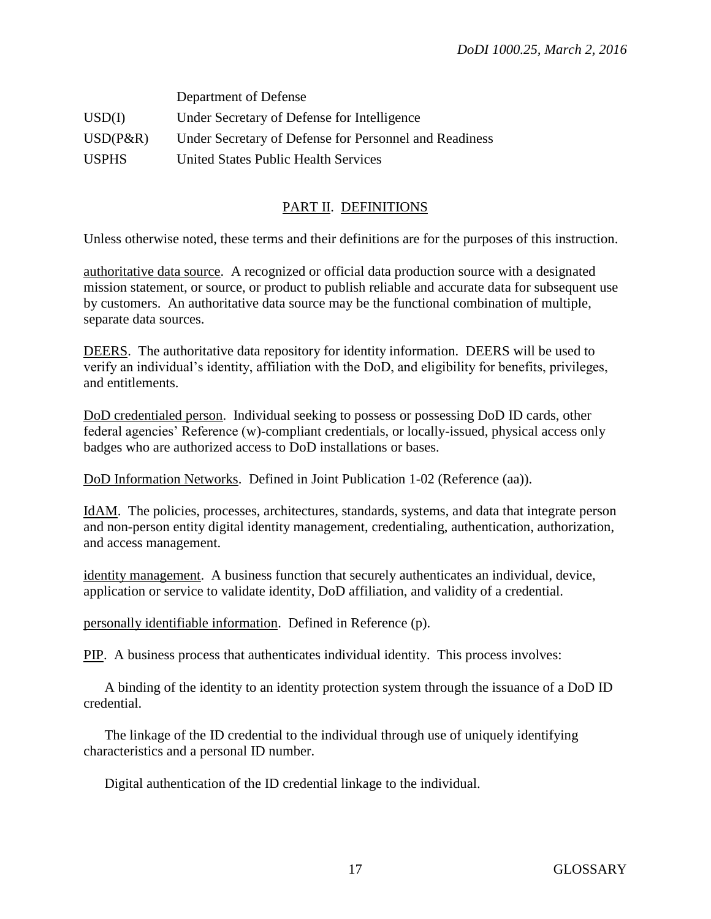| | |
|---|---|
| | Department of Defense |
| USD(I) | Under Secretary of Defense for Intelligence |
| USD(P&R) | Under Secretary of Defense for Personnel and Readiness |
| USPHS | United States Public Health Services |

## PART II. DEFINITIONS

Unless otherwise noted, these terms and their definitions are for the purposes of this instruction.

authoritative data source. A recognized or official data production source with a designated mission statement, or source, or product to publish reliable and accurate data for subsequent use by customers. An authoritative data source may be the functional combination of multiple, separate data sources.

DEERS. The authoritative data repository for identity information. DEERS will be used to verify an individual's identity, affiliation with the DoD, and eligibility for benefits, privileges, and entitlements.

DoD credentialed person. Individual seeking to possess or possessing DoD ID cards, other federal agencies' Reference (w)-compliant credentials, or locally-issued, physical access only badges who are authorized access to DoD installations or bases.

DoD Information Networks. Defined in Joint Publication 1-02 (Reference (aa)).

IdAM. The policies, processes, architectures, standards, systems, and data that integrate person and non-person entity digital identity management, credentialing, authentication, authorization, and access management.

identity management. A business function that securely authenticates an individual, device, application or service to validate identity, DoD affiliation, and validity of a credential.

personally identifiable information. Defined in Reference (p).

PIP. A business process that authenticates individual identity. This process involves:

A binding of the identity to an identity protection system through the issuance of a DoD ID credential.

The linkage of the ID credential to the individual through use of uniquely identifying characteristics and a personal ID number.

Digital authentication of the ID credential linkage to the individual.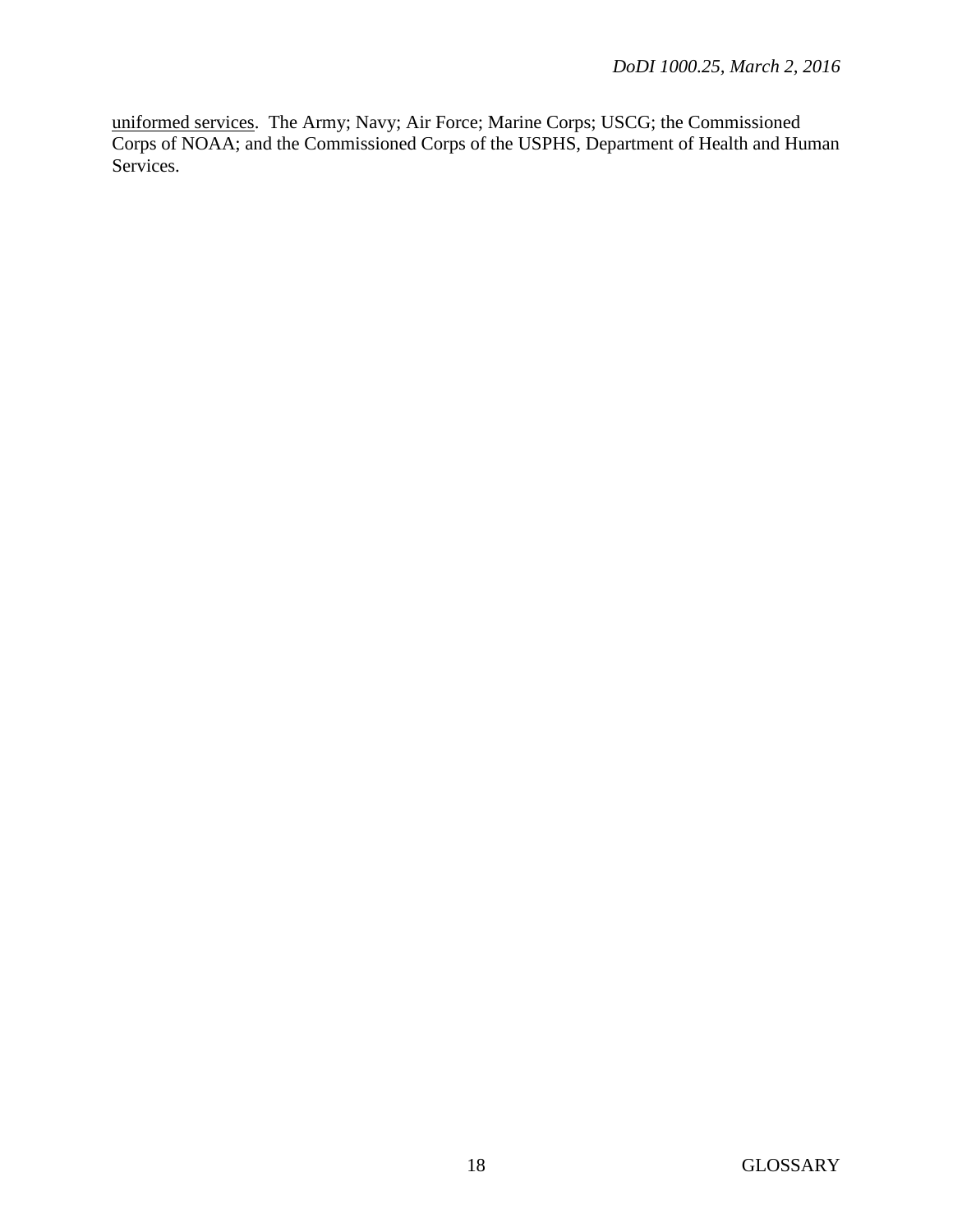<u>uniformed services</u>. The Army; Navy; Air Force; Marine Corps; USCG; the Commissioned Corps of NOAA; and the Commissioned Corps of the USPHS, Department of Health and Human Services.